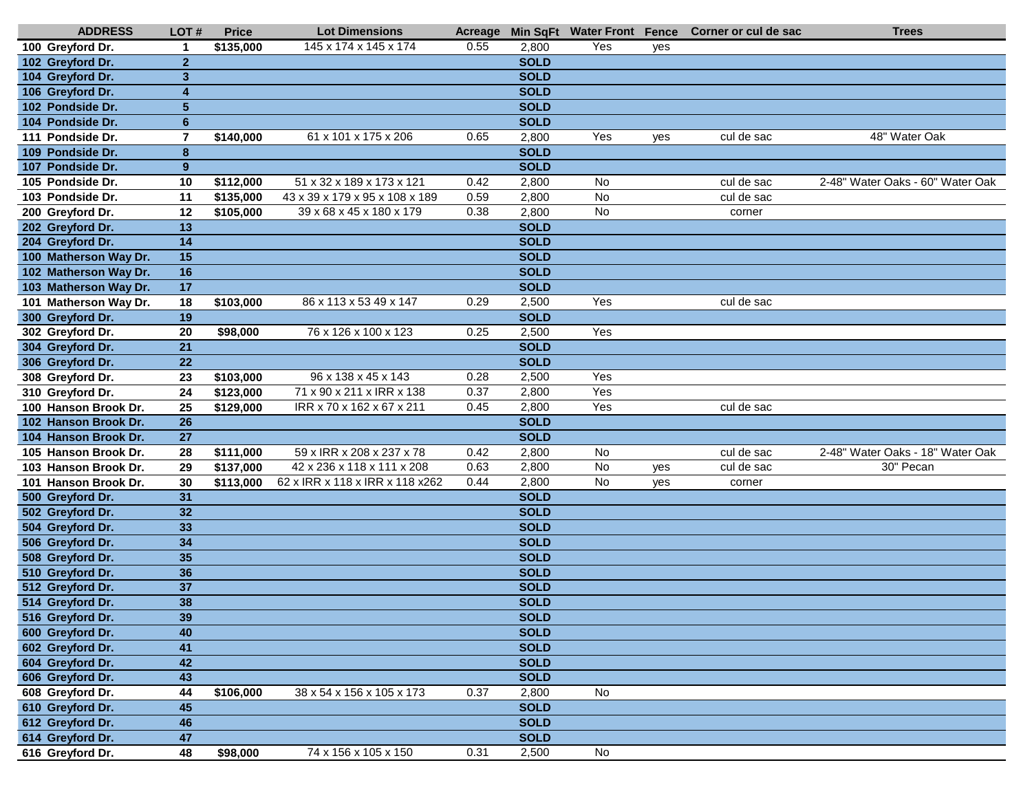| ADDRESS | LOT # | Price | Lot Dimensions | Acreage | Min SqFt | Water Front | Fence | Corner or cul de sac | Trees |
|---|---|---|---|---|---|---|---|---|---|
| 100 Greyford Dr. | 1 | $135,000 | 145 x 174 x 145 x 174 | 0.55 | 2,800 | Yes | yes | | |
| 102 Greyford Dr. | 2 | | | | SOLD | | | | |
| 104 Greyford Dr. | 3 | | | | SOLD | | | | |
| 106 Greyford Dr. | 4 | | | | SOLD | | | | |
| 102 Pondside Dr. | 5 | | | | SOLD | | | | |
| 104 Pondside Dr. | 6 | | | | SOLD | | | | |
| 111 Pondside Dr. | 7 | $140,000 | 61 x 101 x 175 x 206 | 0.65 | 2,800 | Yes | yes | cul de sac | 48" Water Oak |
| 109 Pondside Dr. | 8 | | | | SOLD | | | | |
| 107 Pondside Dr. | 9 | | | | SOLD | | | | |
| 105 Pondside Dr. | 10 | $112,000 | 51 x 32 x 189 x 173 x 121 | 0.42 | 2,800 | No | | cul de sac | 2-48" Water Oaks - 60" Water Oak |
| 103 Pondside Dr. | 11 | $135,000 | 43 x 39 x 179 x 95 x 108 x 189 | 0.59 | 2,800 | No | | cul de sac | |
| 200 Greyford Dr. | 12 | $105,000 | 39 x 68 x 45 x 180 x 179 | 0.38 | 2,800 | No | | corner | |
| 202 Greyford Dr. | 13 | | | | SOLD | | | | |
| 204 Greyford Dr. | 14 | | | | SOLD | | | | |
| 100 Matherson Way Dr. | 15 | | | | SOLD | | | | |
| 102 Matherson Way Dr. | 16 | | | | SOLD | | | | |
| 103 Matherson Way Dr. | 17 | | | | SOLD | | | | |
| 101 Matherson Way Dr. | 18 | $103,000 | 86 x 113 x 53 49 x 147 | 0.29 | 2,500 | Yes | | cul de sac | |
| 300 Greyford Dr. | 19 | | | | SOLD | | | | |
| 302 Greyford Dr. | 20 | $98,000 | 76 x 126 x 100 x 123 | 0.25 | 2,500 | Yes | | | |
| 304 Greyford Dr. | 21 | | | | SOLD | | | | |
| 306 Greyford Dr. | 22 | | | | SOLD | | | | |
| 308 Greyford Dr. | 23 | $103,000 | 96 x 138 x 45 x 143 | 0.28 | 2,500 | Yes | | | |
| 310 Greyford Dr. | 24 | $123,000 | 71 x 90 x 211 x IRR x 138 | 0.37 | 2,800 | Yes | | | |
| 100 Hanson Brook Dr. | 25 | $129,000 | IRR x 70 x 162 x 67 x 211 | 0.45 | 2,800 | Yes | | cul de sac | |
| 102 Hanson Brook Dr. | 26 | | | | SOLD | | | | |
| 104 Hanson Brook Dr. | 27 | | | | SOLD | | | | |
| 105 Hanson Brook Dr. | 28 | $111,000 | 59 x IRR x 208 x 237 x 78 | 0.42 | 2,800 | No | | cul de sac | 2-48" Water Oaks - 18" Water Oak |
| 103 Hanson Brook Dr. | 29 | $137,000 | 42 x 236 x 118 x 111 x 208 | 0.63 | 2,800 | No | yes | cul de sac | 30" Pecan |
| 101 Hanson Brook Dr. | 30 | $113,000 | 62 x IRR x 118 x IRR x 118 x262 | 0.44 | 2,800 | No | yes | corner | |
| 500 Greyford Dr. | 31 | | | | SOLD | | | | |
| 502 Greyford Dr. | 32 | | | | SOLD | | | | |
| 504 Greyford Dr. | 33 | | | | SOLD | | | | |
| 506 Greyford Dr. | 34 | | | | SOLD | | | | |
| 508 Greyford Dr. | 35 | | | | SOLD | | | | |
| 510 Greyford Dr. | 36 | | | | SOLD | | | | |
| 512 Greyford Dr. | 37 | | | | SOLD | | | | |
| 514 Greyford Dr. | 38 | | | | SOLD | | | | |
| 516 Greyford Dr. | 39 | | | | SOLD | | | | |
| 600 Greyford Dr. | 40 | | | | SOLD | | | | |
| 602 Greyford Dr. | 41 | | | | SOLD | | | | |
| 604 Greyford Dr. | 42 | | | | SOLD | | | | |
| 606 Greyford Dr. | 43 | | | | SOLD | | | | |
| 608 Greyford Dr. | 44 | $106,000 | 38 x 54 x 156 x 105 x 173 | 0.37 | 2,800 | No | | | |
| 610 Greyford Dr. | 45 | | | | SOLD | | | | |
| 612 Greyford Dr. | 46 | | | | SOLD | | | | |
| 614 Greyford Dr. | 47 | | | | SOLD | | | | |
| 616 Greyford Dr. | 48 | $98,000 | 74 x 156 x 105 x 150 | 0.31 | 2,500 | No | | | |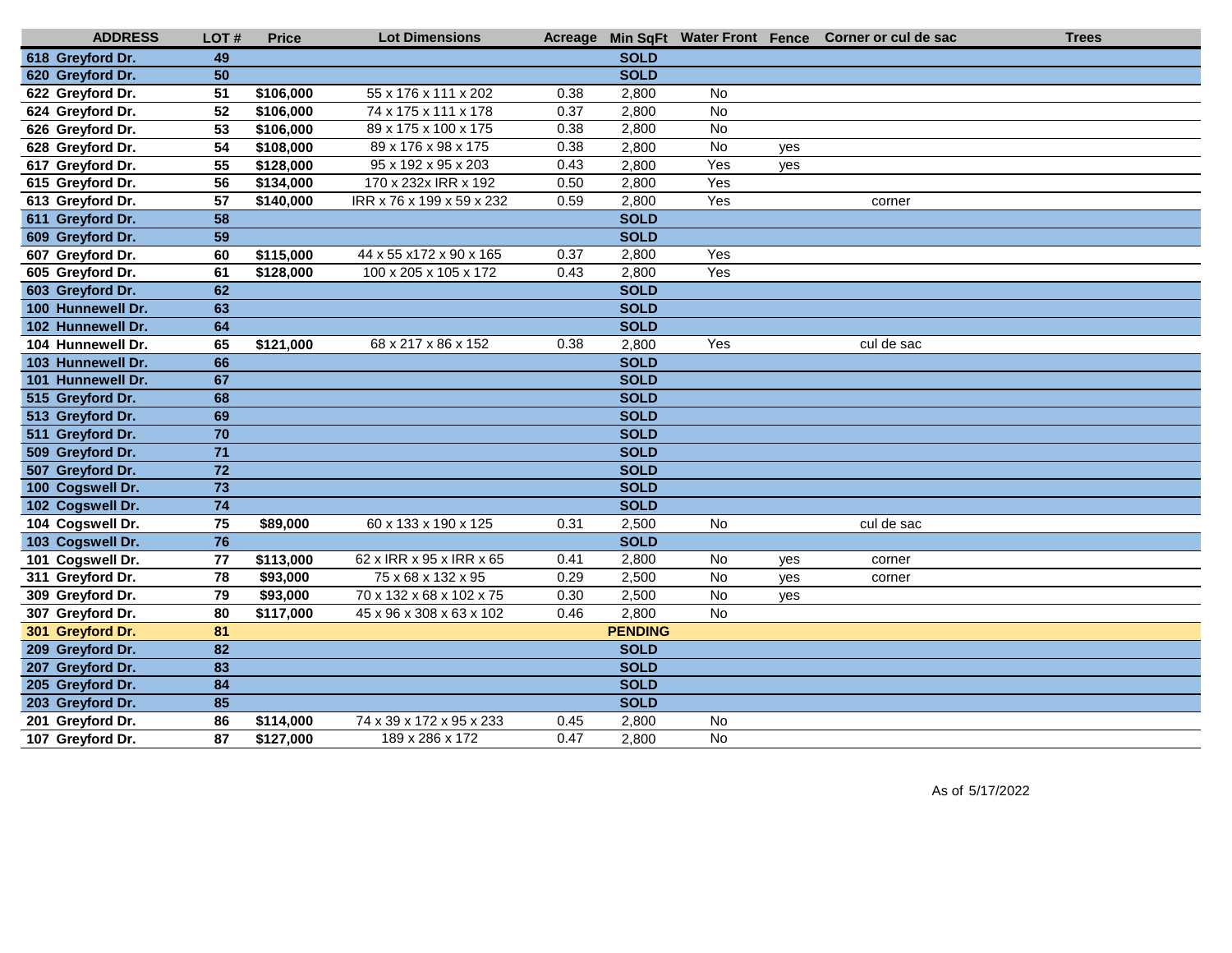| ADDRESS | LOT # | Price | Lot Dimensions | Acreage | Min SqFt | Water Front | Fence | Corner or cul de sac | Trees |
|---|---|---|---|---|---|---|---|---|---|
| 618 Greyford Dr. | 49 | | | | SOLD | | | | |
| 620 Greyford Dr. | 50 | | | | SOLD | | | | |
| 622 Greyford Dr. | 51 | $106,000 | 55 x 176 x 111 x 202 | 0.38 | 2,800 | No | | | |
| 624 Greyford Dr. | 52 | $106,000 | 74 x 175 x 111 x 178 | 0.37 | 2,800 | No | | | |
| 626 Greyford Dr. | 53 | $106,000 | 89 x 175 x 100 x 175 | 0.38 | 2,800 | No | | | |
| 628 Greyford Dr. | 54 | $108,000 | 89 x 176 x 98 x 175 | 0.38 | 2,800 | No | yes | | |
| 617 Greyford Dr. | 55 | $128,000 | 95 x 192 x 95 x 203 | 0.43 | 2,800 | Yes | yes | | |
| 615 Greyford Dr. | 56 | $134,000 | 170 x 232x IRR x 192 | 0.50 | 2,800 | Yes | | | |
| 613 Greyford Dr. | 57 | $140,000 | IRR x 76 x 199 x 59 x 232 | 0.59 | 2,800 | Yes | | corner | |
| 611 Greyford Dr. | 58 | | | | SOLD | | | | |
| 609 Greyford Dr. | 59 | | | | SOLD | | | | |
| 607 Greyford Dr. | 60 | $115,000 | 44 x 55 x172 x 90 x 165 | 0.37 | 2,800 | Yes | | | |
| 605 Greyford Dr. | 61 | $128,000 | 100 x 205 x 105 x 172 | 0.43 | 2,800 | Yes | | | |
| 603 Greyford Dr. | 62 | | | | SOLD | | | | |
| 100 Hunnewell Dr. | 63 | | | | SOLD | | | | |
| 102 Hunnewell Dr. | 64 | | | | SOLD | | | | |
| 104 Hunnewell Dr. | 65 | $121,000 | 68 x 217 x 86 x 152 | 0.38 | 2,800 | Yes | | cul de sac | |
| 103 Hunnewell Dr. | 66 | | | | SOLD | | | | |
| 101 Hunnewell Dr. | 67 | | | | SOLD | | | | |
| 515 Greyford Dr. | 68 | | | | SOLD | | | | |
| 513 Greyford Dr. | 69 | | | | SOLD | | | | |
| 511 Greyford Dr. | 70 | | | | SOLD | | | | |
| 509 Greyford Dr. | 71 | | | | SOLD | | | | |
| 507 Greyford Dr. | 72 | | | | SOLD | | | | |
| 100 Cogswell Dr. | 73 | | | | SOLD | | | | |
| 102 Cogswell Dr. | 74 | | | | SOLD | | | | |
| 104 Cogswell Dr. | 75 | $89,000 | 60 x 133 x 190 x 125 | 0.31 | 2,500 | No | | cul de sac | |
| 103 Cogswell Dr. | 76 | | | | SOLD | | | | |
| 101 Cogswell Dr. | 77 | $113,000 | 62 x IRR x 95 x IRR x 65 | 0.41 | 2,800 | No | yes | corner | |
| 311 Greyford Dr. | 78 | $93,000 | 75 x 68 x 132 x 95 | 0.29 | 2,500 | No | yes | corner | |
| 309 Greyford Dr. | 79 | $93,000 | 70 x 132 x 68 x 102 x 75 | 0.30 | 2,500 | No | yes | | |
| 307 Greyford Dr. | 80 | $117,000 | 45 x 96 x 308 x 63 x 102 | 0.46 | 2,800 | No | | | |
| 301 Greyford Dr. | 81 | | | | PENDING | | | | |
| 209 Greyford Dr. | 82 | | | | SOLD | | | | |
| 207 Greyford Dr. | 83 | | | | SOLD | | | | |
| 205 Greyford Dr. | 84 | | | | SOLD | | | | |
| 203 Greyford Dr. | 85 | | | | SOLD | | | | |
| 201 Greyford Dr. | 86 | $114,000 | 74 x 39 x 172 x 95 x 233 | 0.45 | 2,800 | No | | | |
| 107 Greyford Dr. | 87 | $127,000 | 189 x 286 x 172 | 0.47 | 2,800 | No | | | |

As of 5/17/2022